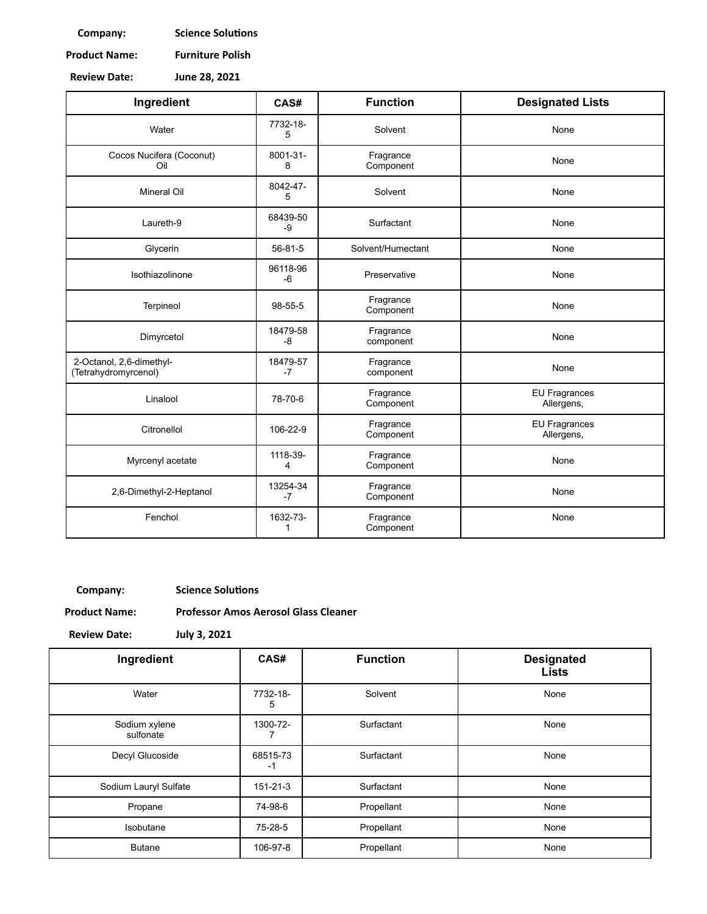**Company:** Science Solutions

**Product Name:** Furniture Polish

**Review Date:** June 28, 2021

| Ingredient | CAS# | Function | Designated Lists |
| --- | --- | --- | --- |
| Water | 7732-18-5 | Solvent | None |
| Cocos Nucifera (Coconut) Oil | 8001-31-8 | Fragrance Component | None |
| Mineral Oil | 8042-47-5 | Solvent | None |
| Laureth-9 | 68439-50-9 | Surfactant | None |
| Glycerin | 56-81-5 | Solvent/Humectant | None |
| Isothiazolinone | 96118-96-6 | Preservative | None |
| Terpineol | 98-55-5 | Fragrance Component | None |
| Dimyrcetol | 18479-58-8 | Fragrance component | None |
| 2-Octanol, 2,6-dimethyl- (Tetrahydromyrcenol) | 18479-57-7 | Fragrance component | None |
| Linalool | 78-70-6 | Fragrance Component | EU Fragrances Allergens, |
| Citronellol | 106-22-9 | Fragrance Component | EU Fragrances Allergens, |
| Myrcenyl acetate | 1118-39-4 | Fragrance Component | None |
| 2,6-Dimethyl-2-Heptanol | 13254-34-7 | Fragrance Component | None |
| Fenchol | 1632-73-1 | Fragrance Component | None |

**Company:** Science Solutions

**Product Name:** Professor Amos Aerosol Glass Cleaner

**Review Date:** July 3, 2021

| Ingredient | CAS# | Function | Designated Lists |
| --- | --- | --- | --- |
| Water | 7732-18-5 | Solvent | None |
| Sodium xylene sulfonate | 1300-72-7 | Surfactant | None |
| Decyl Glucoside | 68515-73-1 | Surfactant | None |
| Sodium Lauryl Sulfate | 151-21-3 | Surfactant | None |
| Propane | 74-98-6 | Propellant | None |
| Isobutane | 75-28-5 | Propellant | None |
| Butane | 106-97-8 | Propellant | None |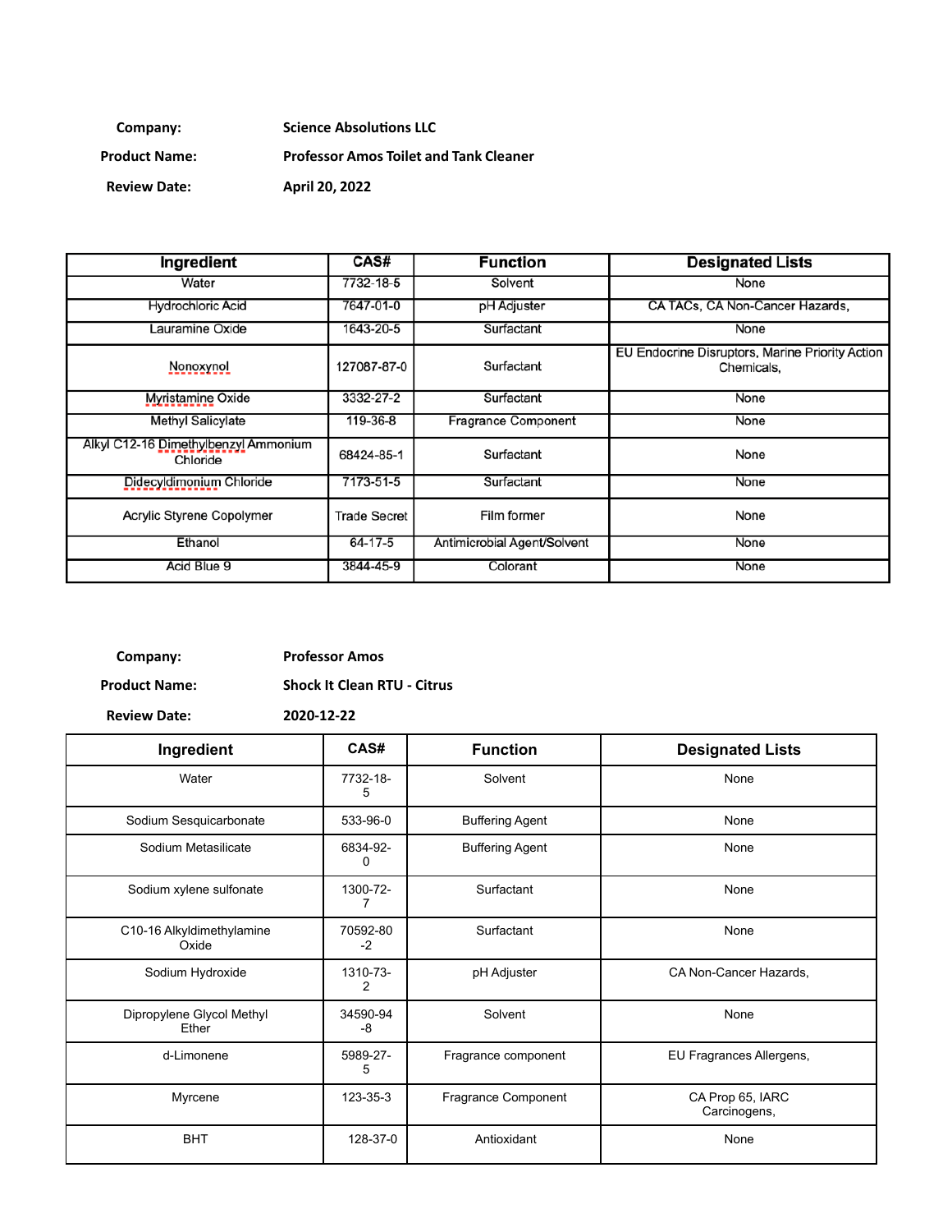**Company:** Science Absolutions LLC

**Product Name:** Professor Amos Toilet and Tank Cleaner

**Review Date:** April 20, 2022

| Ingredient | CAS# | Function | Designated Lists |
|---|---|---|---|
| Water | 7732-18-5 | Solvent | None |
| Hydrochloric Acid | 7647-01-0 | pH Adjuster | CA TACs, CA Non-Cancer Hazards, |
| Lauramine Oxide | 1643-20-5 | Surfactant | None |
| Nonoxynol | 127087-87-0 | Surfactant | EU Endocrine Disruptors, Marine Priority Action Chemicals, |
| Myristamine Oxide | 3332-27-2 | Surfactant | None |
| Methyl Salicylate | 119-36-8 | Fragrance Component | None |
| Alkyl C12-16 Dimethylbenzyl Ammonium Chloride | 68424-85-1 | Surfactant | None |
| Didecyldimonium Chloride | 7173-51-5 | Surfactant | None |
| Acrylic Styrene Copolymer | Trade Secret | Film former | None |
| Ethanol | 64-17-5 | Antimicrobial Agent/Solvent | None |
| Acid Blue 9 | 3844-45-9 | Colorant | None |

**Company:** Professor Amos

**Product Name:** Shock It Clean RTU - Citrus

**Review Date:** 2020-12-22

| Ingredient | CAS# | Function | Designated Lists |
|---|---|---|---|
| Water | 7732-18-5 | Solvent | None |
| Sodium Sesquicarbonate | 533-96-0 | Buffering Agent | None |
| Sodium Metasilicate | 6834-92-0 | Buffering Agent | None |
| Sodium xylene sulfonate | 1300-72-7 | Surfactant | None |
| C10-16 Alkyldimethylamine Oxide | 70592-80-2 | Surfactant | None |
| Sodium Hydroxide | 1310-73-2 | pH Adjuster | CA Non-Cancer Hazards, |
| Dipropylene Glycol Methyl Ether | 34590-94-8 | Solvent | None |
| d-Limonene | 5989-27-5 | Fragrance component | EU Fragrances Allergens, |
| Myrcene | 123-35-3 | Fragrance Component | CA Prop 65, IARC Carcinogens, |
| BHT | 128-37-0 | Antioxidant | None |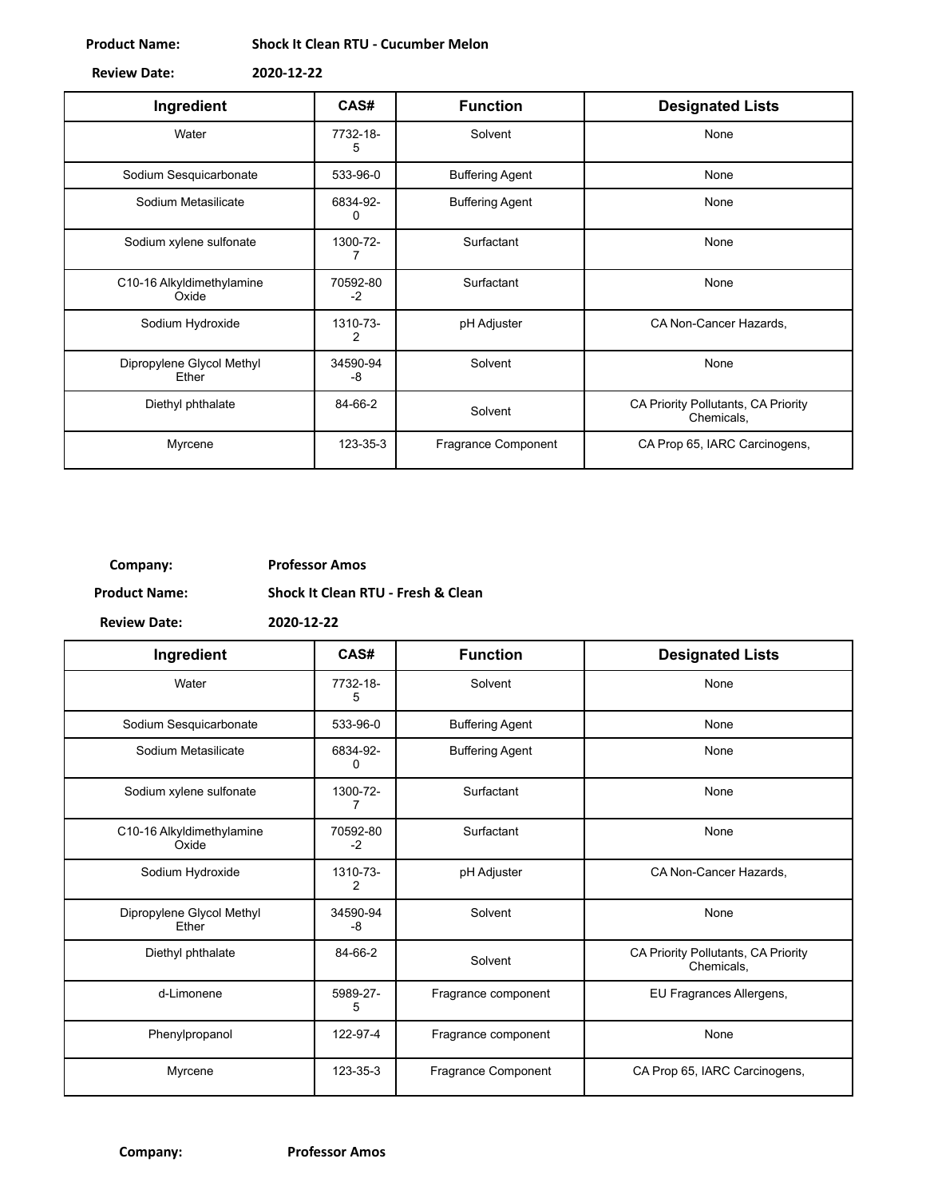**Product Name:** **Shock It Clean RTU - Cucumber Melon**

**Review Date:** **2020-12-22**

| Ingredient | CAS# | Function | Designated Lists |
|---|---|---|---|
| Water | 7732-18-5 | Solvent | None |
| Sodium Sesquicarbonate | 533-96-0 | Buffering Agent | None |
| Sodium Metasilicate | 6834-92-0 | Buffering Agent | None |
| Sodium xylene sulfonate | 1300-72-7 | Surfactant | None |
| C10-16 Alkyldimethylamine Oxide | 70592-80-2 | Surfactant | None |
| Sodium Hydroxide | 1310-73-2 | pH Adjuster | CA Non-Cancer Hazards, |
| Dipropylene Glycol Methyl Ether | 34590-94-8 | Solvent | None |
| Diethyl phthalate | 84-66-2 | Solvent | CA Priority Pollutants, CA Priority Chemicals, |
| Myrcene | 123-35-3 | Fragrance Component | CA Prop 65, IARC Carcinogens, |

**Company:** **Professor Amos**

**Product Name:** **Shock It Clean RTU - Fresh & Clean**

**Review Date:** **2020-12-22**

| Ingredient | CAS# | Function | Designated Lists |
|---|---|---|---|
| Water | 7732-18-5 | Solvent | None |
| Sodium Sesquicarbonate | 533-96-0 | Buffering Agent | None |
| Sodium Metasilicate | 6834-92-0 | Buffering Agent | None |
| Sodium xylene sulfonate | 1300-72-7 | Surfactant | None |
| C10-16 Alkyldimethylamine Oxide | 70592-80-2 | Surfactant | None |
| Sodium Hydroxide | 1310-73-2 | pH Adjuster | CA Non-Cancer Hazards, |
| Dipropylene Glycol Methyl Ether | 34590-94-8 | Solvent | None |
| Diethyl phthalate | 84-66-2 | Solvent | CA Priority Pollutants, CA Priority Chemicals, |
| d-Limonene | 5989-27-5 | Fragrance component | EU Fragrances Allergens, |
| Phenylpropanol | 122-97-4 | Fragrance component | None |
| Myrcene | 123-35-3 | Fragrance Component | CA Prop 65, IARC Carcinogens, |

**Company:** **Professor Amos**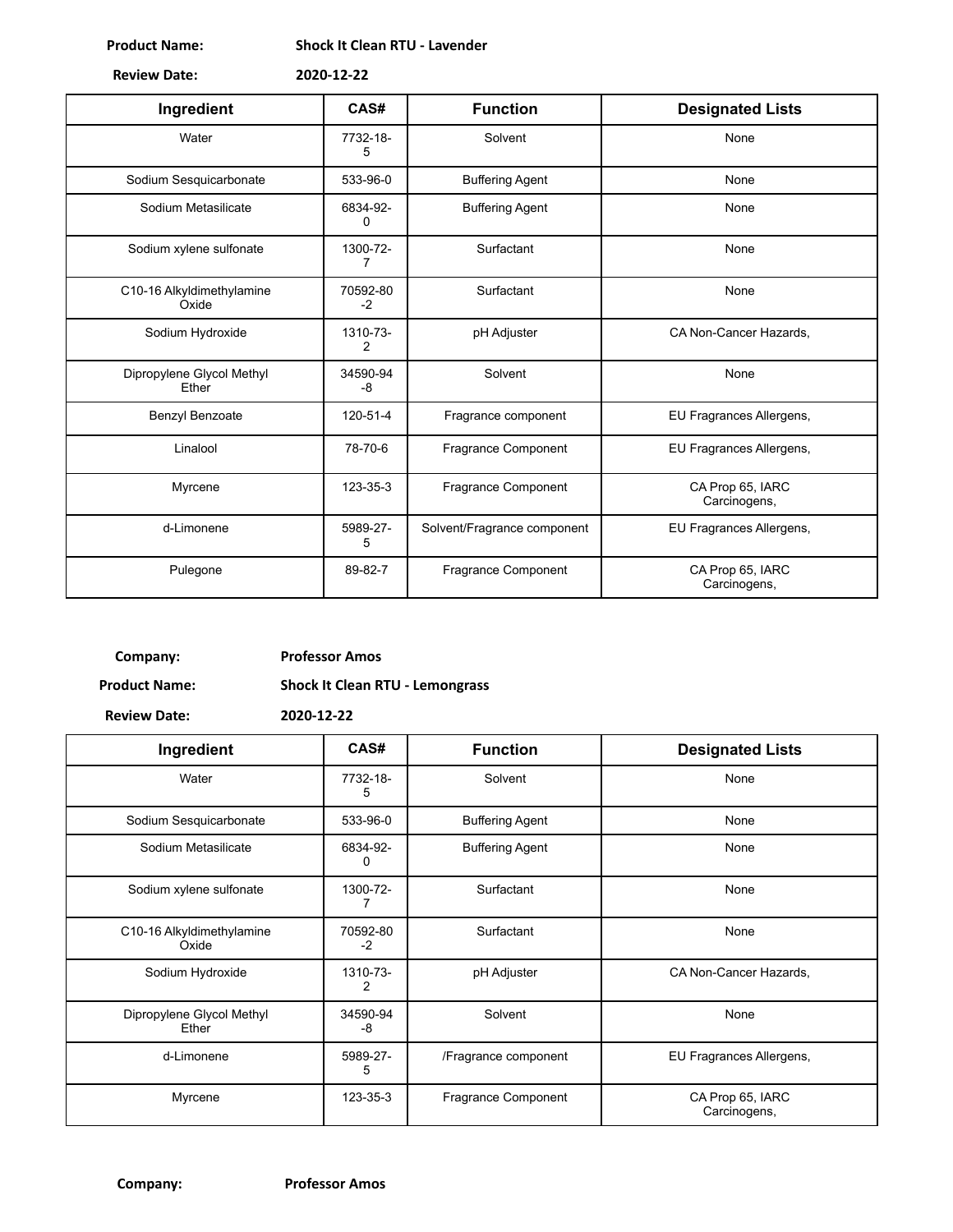**Product Name:** **Shock It Clean RTU - Lavender**

**Review Date:** **2020-12-22**

| Ingredient | CAS# | Function | Designated Lists |
|---|---|---|---|
| Water | 7732-18-5 | Solvent | None |
| Sodium Sesquicarbonate | 533-96-0 | Buffering Agent | None |
| Sodium Metasilicate | 6834-92-0 | Buffering Agent | None |
| Sodium xylene sulfonate | 1300-72-7 | Surfactant | None |
| C10-16 Alkyldimethylamine Oxide | 70592-80-2 | Surfactant | None |
| Sodium Hydroxide | 1310-73-2 | pH Adjuster | CA Non-Cancer Hazards, |
| Dipropylene Glycol Methyl Ether | 34590-94-8 | Solvent | None |
| Benzyl Benzoate | 120-51-4 | Fragrance component | EU Fragrances Allergens, |
| Linalool | 78-70-6 | Fragrance Component | EU Fragrances Allergens, |
| Myrcene | 123-35-3 | Fragrance Component | CA Prop 65, IARC Carcinogens, |
| d-Limonene | 5989-27-5 | Solvent/Fragrance component | EU Fragrances Allergens, |
| Pulegone | 89-82-7 | Fragrance Component | CA Prop 65, IARC Carcinogens, |

**Company:** **Professor Amos**

**Product Name:** **Shock It Clean RTU - Lemongrass**

**Review Date:** **2020-12-22**

| Ingredient | CAS# | Function | Designated Lists |
|---|---|---|---|
| Water | 7732-18-5 | Solvent | None |
| Sodium Sesquicarbonate | 533-96-0 | Buffering Agent | None |
| Sodium Metasilicate | 6834-92-0 | Buffering Agent | None |
| Sodium xylene sulfonate | 1300-72-7 | Surfactant | None |
| C10-16 Alkyldimethylamine Oxide | 70592-80-2 | Surfactant | None |
| Sodium Hydroxide | 1310-73-2 | pH Adjuster | CA Non-Cancer Hazards, |
| Dipropylene Glycol Methyl Ether | 34590-94-8 | Solvent | None |
| d-Limonene | 5989-27-5 | /Fragrance component | EU Fragrances Allergens, |
| Myrcene | 123-35-3 | Fragrance Component | CA Prop 65, IARC Carcinogens, |

**Company:** **Professor Amos**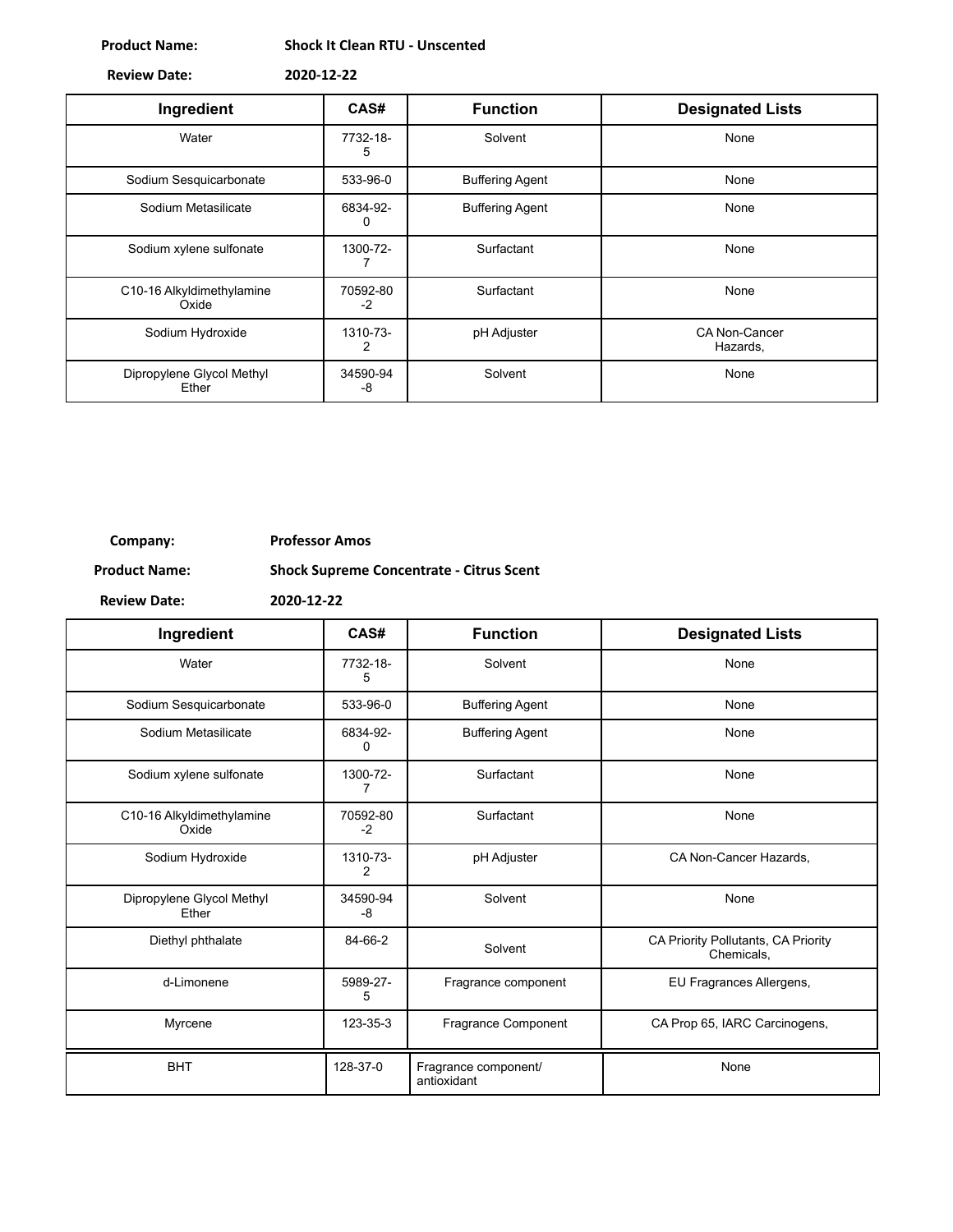**Product Name:** Shock It Clean RTU - Unscented

**Review Date:** 2020-12-22

| Ingredient | CAS# | Function | Designated Lists |
|---|---|---|---|
| Water | 7732-18-5 | Solvent | None |
| Sodium Sesquicarbonate | 533-96-0 | Buffering Agent | None |
| Sodium Metasilicate | 6834-92-0 | Buffering Agent | None |
| Sodium xylene sulfonate | 1300-72-7 | Surfactant | None |
| C10-16 Alkyldimethylamine Oxide | 70592-80-2 | Surfactant | None |
| Sodium Hydroxide | 1310-73-2 | pH Adjuster | CA Non-Cancer Hazards, |
| Dipropylene Glycol Methyl Ether | 34590-94-8 | Solvent | None |

**Company:** Professor Amos

**Product Name:** Shock Supreme Concentrate - Citrus Scent

**Review Date:** 2020-12-22

| Ingredient | CAS# | Function | Designated Lists |
|---|---|---|---|
| Water | 7732-18-5 | Solvent | None |
| Sodium Sesquicarbonate | 533-96-0 | Buffering Agent | None |
| Sodium Metasilicate | 6834-92-0 | Buffering Agent | None |
| Sodium xylene sulfonate | 1300-72-7 | Surfactant | None |
| C10-16 Alkyldimethylamine Oxide | 70592-80-2 | Surfactant | None |
| Sodium Hydroxide | 1310-73-2 | pH Adjuster | CA Non-Cancer Hazards, |
| Dipropylene Glycol Methyl Ether | 34590-94-8 | Solvent | None |
| Diethyl phthalate | 84-66-2 | Solvent | CA Priority Pollutants, CA Priority Chemicals, |
| d-Limonene | 5989-27-5 | Fragrance component | EU Fragrances Allergens, |
| Myrcene | 123-35-3 | Fragrance Component | CA Prop 65, IARC Carcinogens, |
| BHT | 128-37-0 | Fragrance component/ antioxidant | None |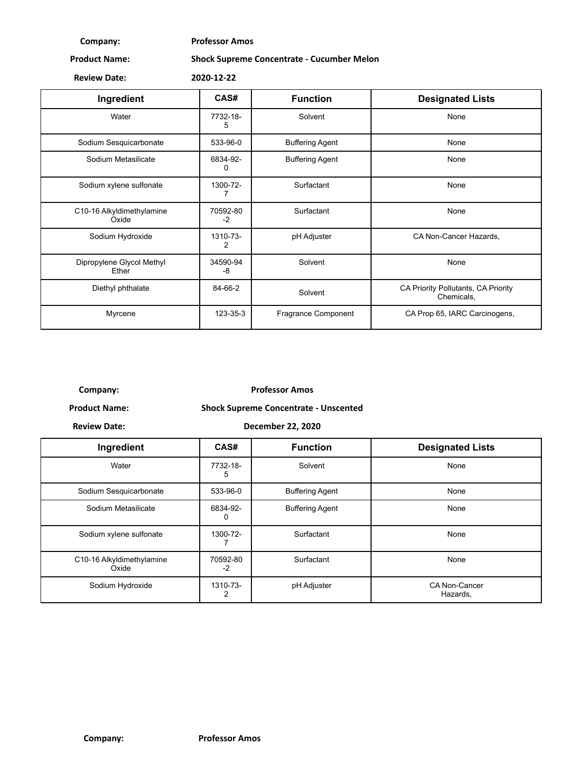**Company:** Professor Amos

**Product Name:** Shock Supreme Concentrate - Cucumber Melon

**Review Date:** 2020-12-22

| Ingredient | CAS# | Function | Designated Lists |
|---|---|---|---|
| Water | 7732-18-5 | Solvent | None |
| Sodium Sesquicarbonate | 533-96-0 | Buffering Agent | None |
| Sodium Metasilicate | 6834-92-0 | Buffering Agent | None |
| Sodium xylene sulfonate | 1300-72-7 | Surfactant | None |
| C10-16 Alkyldimethylamine Oxide | 70592-80-2 | Surfactant | None |
| Sodium Hydroxide | 1310-73-2 | pH Adjuster | CA Non-Cancer Hazards, |
| Dipropylene Glycol Methyl Ether | 34590-94-8 | Solvent | None |
| Diethyl phthalate | 84-66-2 | Solvent | CA Priority Pollutants, CA Priority Chemicals, |
| Myrcene | 123-35-3 | Fragrance Component | CA Prop 65, IARC Carcinogens, |

**Company:** Professor Amos

**Product Name:** Shock Supreme Concentrate - Unscented

**Review Date:** December 22, 2020

| Ingredient | CAS# | Function | Designated Lists |
|---|---|---|---|
| Water | 7732-18-5 | Solvent | None |
| Sodium Sesquicarbonate | 533-96-0 | Buffering Agent | None |
| Sodium Metasilicate | 6834-92-0 | Buffering Agent | None |
| Sodium xylene sulfonate | 1300-72-7 | Surfactant | None |
| C10-16 Alkyldimethylamine Oxide | 70592-80-2 | Surfactant | None |
| Sodium Hydroxide | 1310-73-2 | pH Adjuster | CA Non-Cancer Hazards, |

**Company:** Professor Amos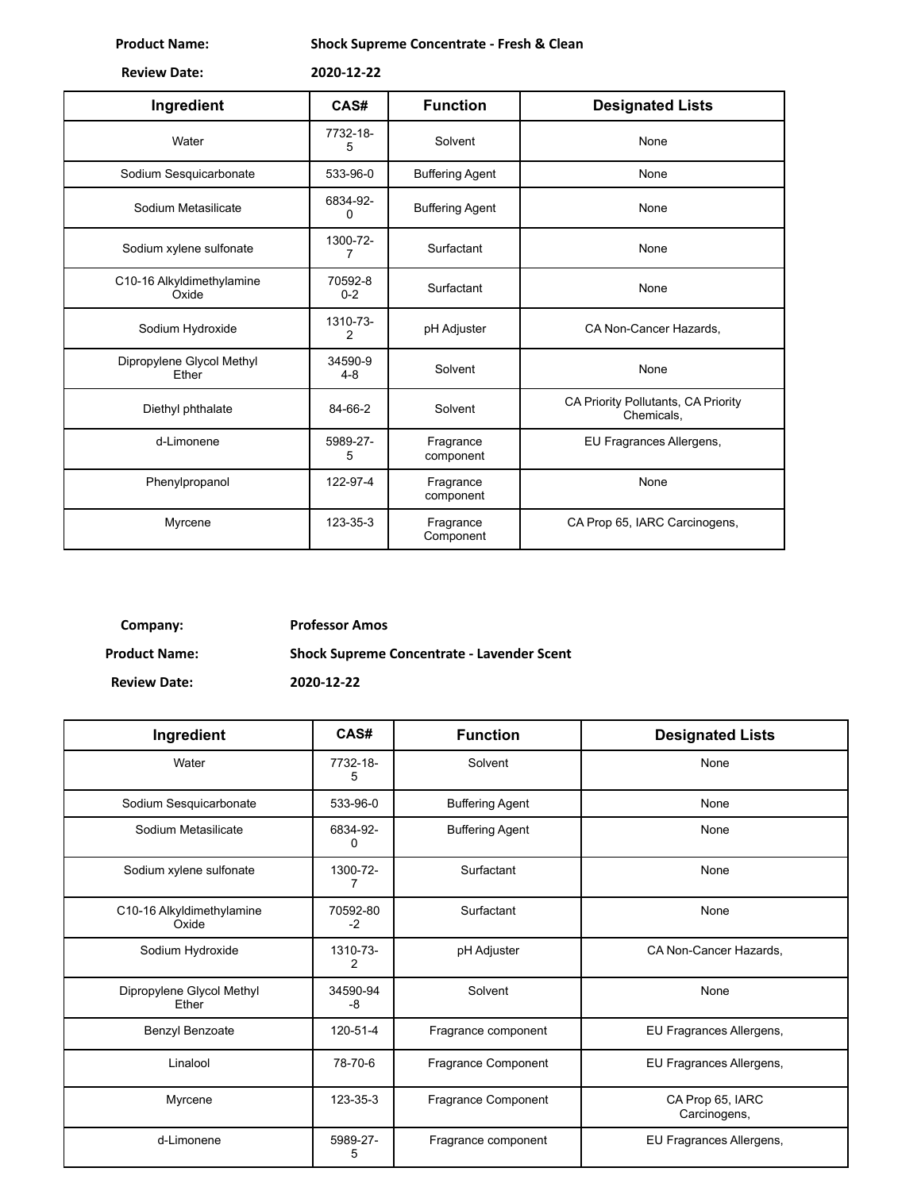**Product Name:** Shock Supreme Concentrate - Fresh & Clean

**Review Date:** 2020-12-22

| Ingredient | CAS# | Function | Designated Lists |
|---|---|---|---|
| Water | 7732-18-5 | Solvent | None |
| Sodium Sesquicarbonate | 533-96-0 | Buffering Agent | None |
| Sodium Metasilicate | 6834-92-0 | Buffering Agent | None |
| Sodium xylene sulfonate | 1300-72-7 | Surfactant | None |
| C10-16 Alkyldimethylamine Oxide | 70592-80-2 | Surfactant | None |
| Sodium Hydroxide | 1310-73-2 | pH Adjuster | CA Non-Cancer Hazards, |
| Dipropylene Glycol Methyl Ether | 34590-94-8 | Solvent | None |
| Diethyl phthalate | 84-66-2 | Solvent | CA Priority Pollutants, CA Priority Chemicals, |
| d-Limonene | 5989-27-5 | Fragrance component | EU Fragrances Allergens, |
| Phenylpropanol | 122-97-4 | Fragrance component | None |
| Myrcene | 123-35-3 | Fragrance Component | CA Prop 65, IARC Carcinogens, |

**Company:** Professor Amos

**Product Name:** Shock Supreme Concentrate - Lavender Scent

**Review Date:** 2020-12-22

| Ingredient | CAS# | Function | Designated Lists |
|---|---|---|---|
| Water | 7732-18-5 | Solvent | None |
| Sodium Sesquicarbonate | 533-96-0 | Buffering Agent | None |
| Sodium Metasilicate | 6834-92-0 | Buffering Agent | None |
| Sodium xylene sulfonate | 1300-72-7 | Surfactant | None |
| C10-16 Alkyldimethylamine Oxide | 70592-80-2 | Surfactant | None |
| Sodium Hydroxide | 1310-73-2 | pH Adjuster | CA Non-Cancer Hazards, |
| Dipropylene Glycol Methyl Ether | 34590-94-8 | Solvent | None |
| Benzyl Benzoate | 120-51-4 | Fragrance component | EU Fragrances Allergens, |
| Linalool | 78-70-6 | Fragrance Component | EU Fragrances Allergens, |
| Myrcene | 123-35-3 | Fragrance Component | CA Prop 65, IARC Carcinogens, |
| d-Limonene | 5989-27-5 | Fragrance component | EU Fragrances Allergens, |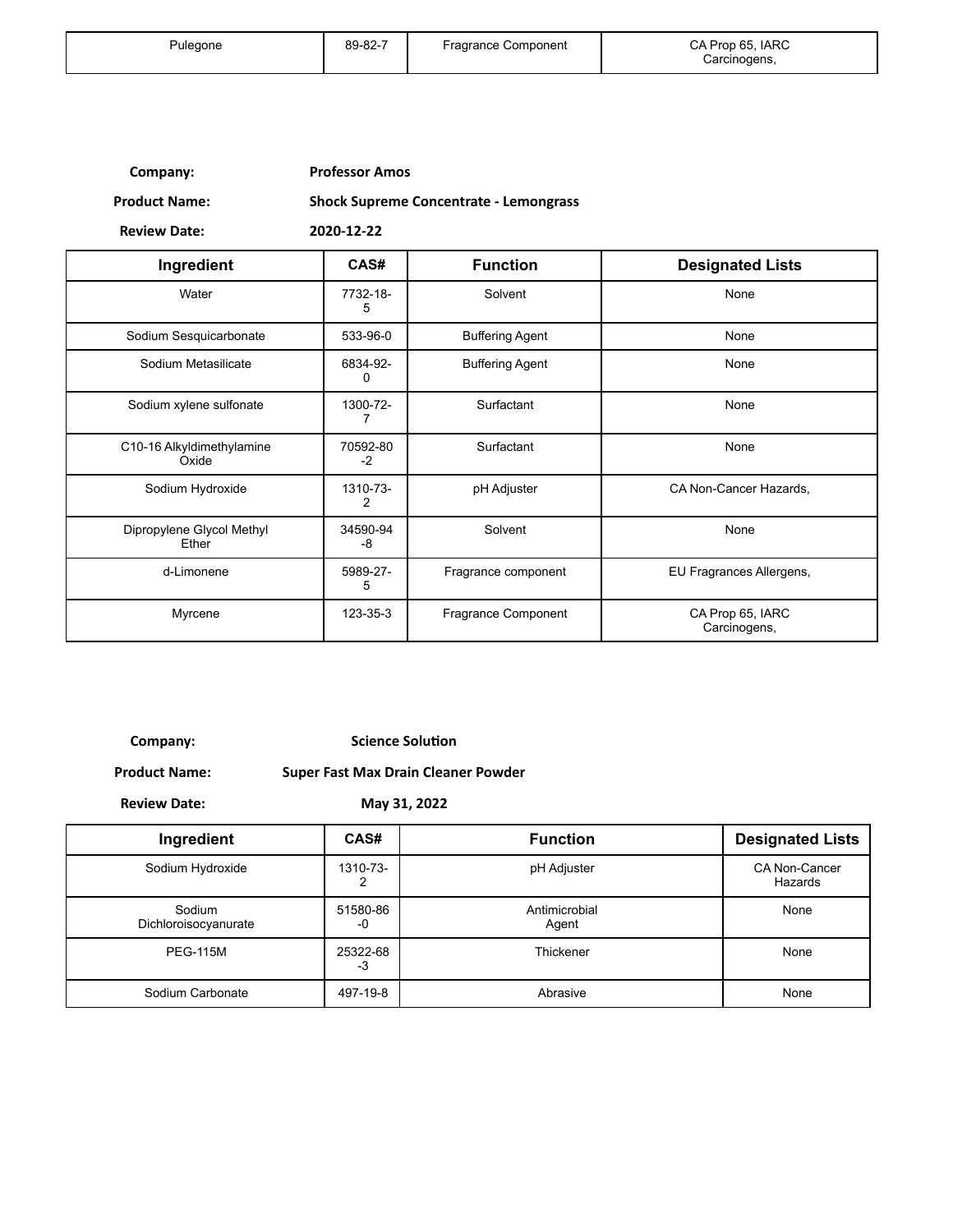| Pulegone | 89-82-7 | Fragrance Component | CA Prop 65, IARC Carcinogens, |
|---|---|---|---|

**Company:** **Professor Amos**

**Product Name:** **Shock Supreme Concentrate - Lemongrass**

**Review Date:** **2020-12-22**

| Ingredient | CAS# | Function | Designated Lists |
|---|---|---|---|
| Water | 7732-18-5 | Solvent | None |
| Sodium Sesquicarbonate | 533-96-0 | Buffering Agent | None |
| Sodium Metasilicate | 6834-92-0 | Buffering Agent | None |
| Sodium xylene sulfonate | 1300-72-7 | Surfactant | None |
| C10-16 Alkyldimethylamine Oxide | 70592-80-2 | Surfactant | None |
| Sodium Hydroxide | 1310-73-2 | pH Adjuster | CA Non-Cancer Hazards, |
| Dipropylene Glycol Methyl Ether | 34590-94-8 | Solvent | None |
| d-Limonene | 5989-27-5 | Fragrance component | EU Fragrances Allergens, |
| Myrcene | 123-35-3 | Fragrance Component | CA Prop 65, IARC Carcinogens, |

**Company:** **Science Solution**

**Product Name:** **Super Fast Max Drain Cleaner Powder**

**Review Date:** **May 31, 2022**

| Ingredient | CAS# | Function | Designated Lists |
|---|---|---|---|
| Sodium Hydroxide | 1310-73-2 | pH Adjuster | CA Non-Cancer Hazards |
| Sodium Dichloroisocyanurate | 51580-86-0 | Antimicrobial Agent | None |
| PEG-115M | 25322-68-3 | Thickener | None |
| Sodium Carbonate | 497-19-8 | Abrasive | None |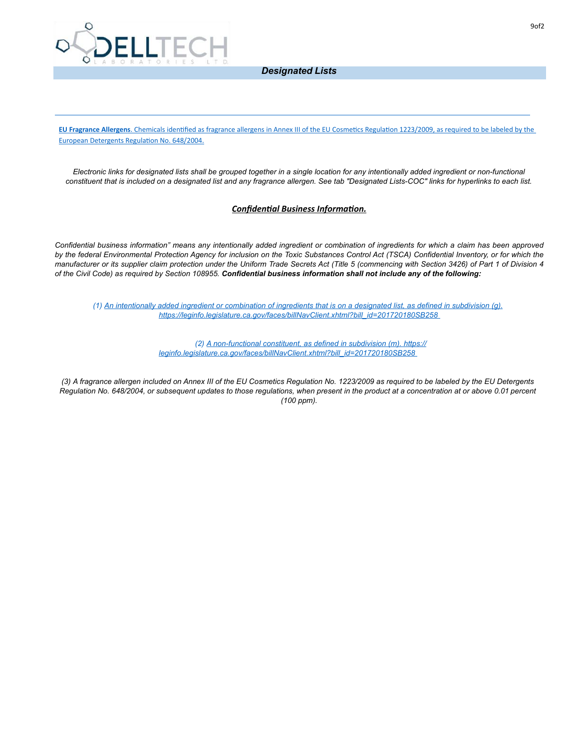## Designated Lists

**EU Fragrance Allergens**. Chemicals identified as fragrance allergens in Annex III of the EU Cosmetics Regulation 1223/2009, as required to be labeled by the European Detergents Regulation No. 648/2004.

*Electronic links for designated lists shall be grouped together in a single location for any intentionally added ingredient or non-functional constituent that is included on a designated list and any fragrance allergen. See tab "Designated Lists-COC" links for hyperlinks to each list.*

### ***Confidential Business Information.***

*Confidential business information" means any intentionally added ingredient or combination of ingredients for which a claim has been approved by the federal Environmental Protection Agency for inclusion on the Toxic Substances Control Act (TSCA) Confidential Inventory, or for which the manufacturer or its supplier claim protection under the Uniform Trade Secrets Act (Title 5 (commencing with Section 3426) of Part 1 of Division 4 of the Civil Code) as required by Section 108955.* ***Confidential business information shall not include any of the following:***

*(1) An intentionally added ingredient or combination of ingredients that is on a designated list, as defined in subdivision (g). https://leginfo.legislature.ca.gov/faces/billNavClient.xhtml?bill_id=201720180SB258*

*(2) A non-functional constituent, as defined in subdivision (m). https://leginfo.legislature.ca.gov/faces/billNavClient.xhtml?bill_id=201720180SB258*

*(3) A fragrance allergen included on Annex III of the EU Cosmetics Regulation No. 1223/2009 as required to be labeled by the EU Detergents Regulation No. 648/2004, or subsequent updates to those regulations, when present in the product at a concentration at or above 0.01 percent (100 ppm).*